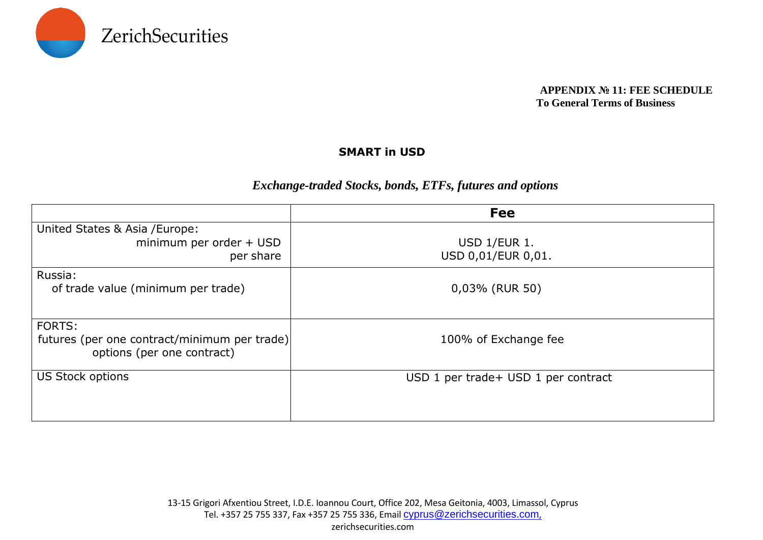ZerichSecurities

**APPENDIX № 11: FEE SCHEDULE**
**To General Terms of Business**

## SMART in USD

### *Exchange-traded Stocks, bonds, ETFs, futures and options*

| | **Fee** |
|---|---|
| United States & Asia /Europe: minimum per order + USD per share | USD 1/EUR 1. USD 0,01/EUR 0,01. |
| Russia: of trade value (minimum per trade) | 0,03% (RUR 50) |
| FORTS: futures (per one contract/minimum per trade) options (per one contract) | 100% of Exchange fee |
| US Stock options | USD 1 per trade+ USD 1 per contract |

13-15 Grigori Afxentiou Street, I.D.E. Ioannou Court, Office 202, Mesa Geitonia, 4003, Limassol, Cyprus
Tel. +357 25 755 337, Fax +357 25 755 336, Email cyprus@zerichsecurities.com,
zerichsecurities.com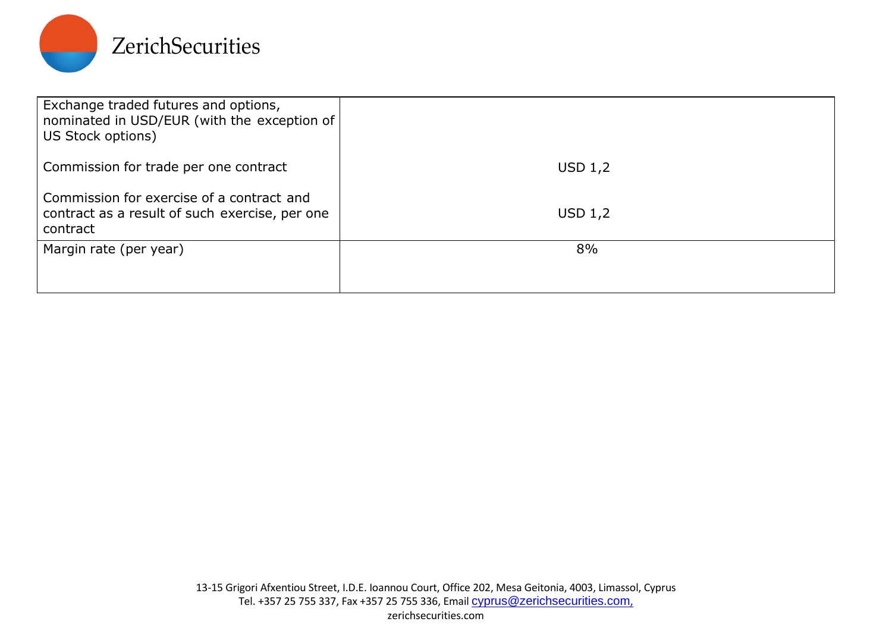| | |
|---|---|
| Exchange traded futures and options, nominated in USD/EUR (with the exception of US Stock options) | |
| Commission for trade per one contract | USD 1,2 |
| Commission for exercise of a contract and contract as a result of such exercise, per one contract | USD 1,2 |
| Margin rate (per year) | 8% |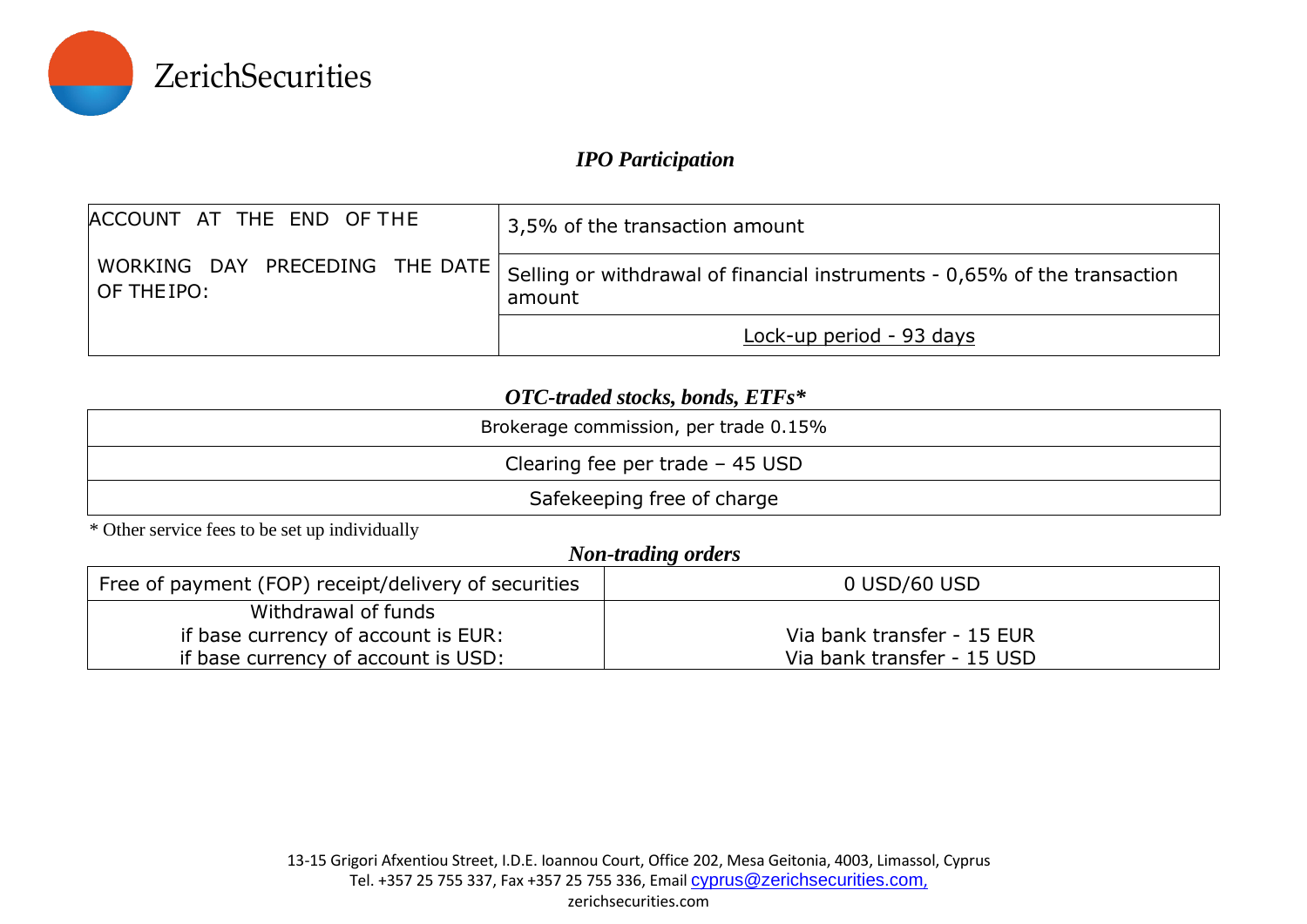ZerichSecurities

### *IPO Participation*

| | |
|---|---|
| ACCOUNT AT THE END OF THE WORKING DAY PRECEDING THE DATE OF THE IPO: | 3,5% of the transaction amount |
| | Selling or withdrawal of financial instruments - 0,65% of the transaction amount |
| | Lock-up period - 93 days |

### *OTC-traded stocks, bonds, ETFs**

| |
|---|
| Brokerage commission, per trade 0.15% |
| Clearing fee per trade – 45 USD |
| Safekeeping free of charge |

* Other service fees to be set up individually

### *Non-trading orders*

| | |
|---|---|
| Free of payment (FOP) receipt/delivery of securities | 0 USD/60 USD |
| Withdrawal of funds<br>if base currency of account is EUR:<br>if base currency of account is USD: | Via bank transfer - 15 EUR<br>Via bank transfer - 15 USD |

13-15 Grigori Afxentiou Street, I.D.E. Ioannou Court, Office 202, Mesa Geitonia, 4003, Limassol, Cyprus
Tel. +357 25 755 337, Fax +357 25 755 336, Email cyprus@zerichsecurities.com,
zerichsecurities.com